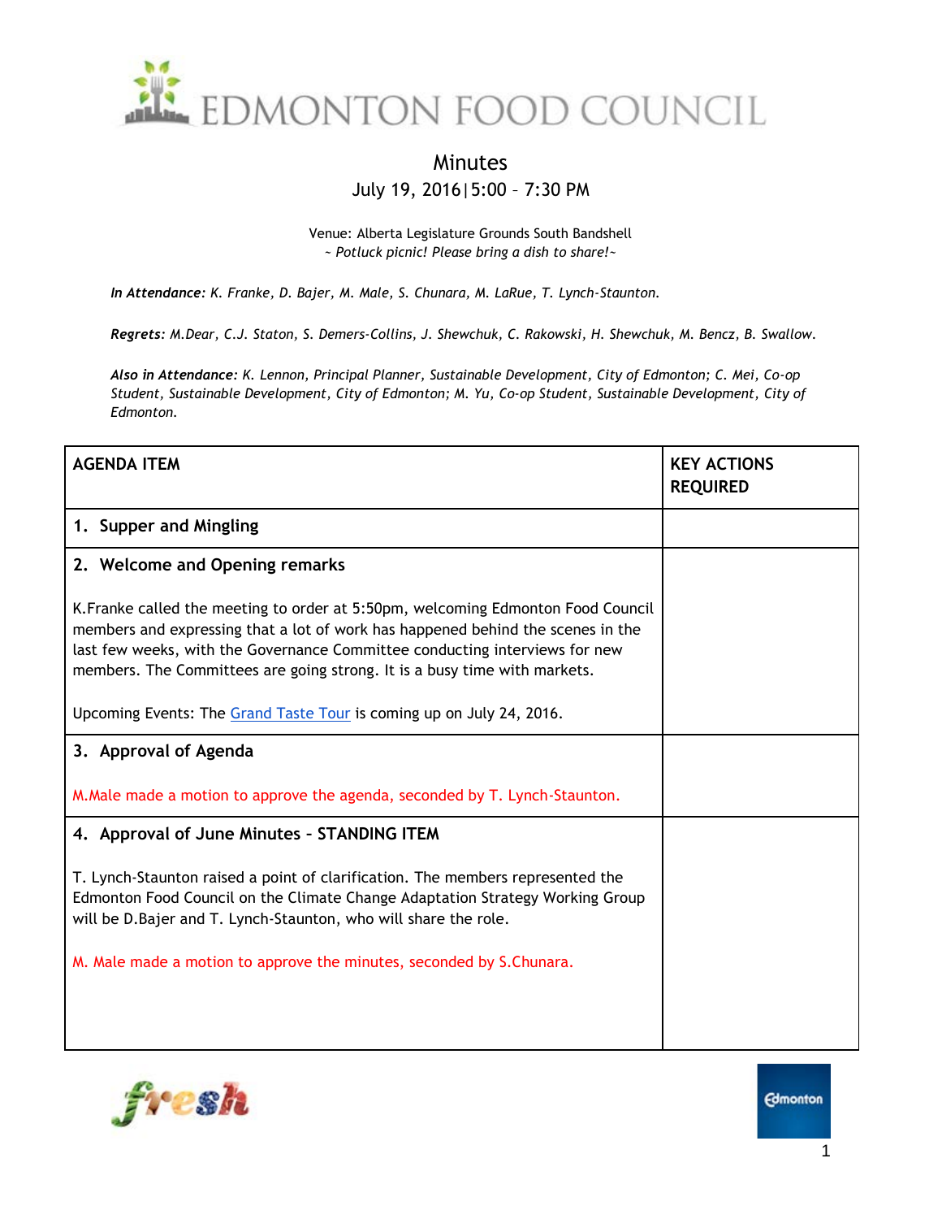# EDMONTON FOOD COUNCIL

## Minutes

July 19, 2016 | 5:00 – 7:30 PM

Venue: Alberta Legislature Grounds South Bandshell
*~ Potluck picnic! Please bring a dish to share!~*

***In Attendance:*** *K. Franke, D. Bajer, M. Male, S. Chunara, M. LaRue, T. Lynch-Staunton.*

***Regrets:*** *M.Dear, C.J. Staton, S. Demers-Collins, J. Shewchuk, C. Rakowski, H. Shewchuk, M. Bencz, B. Swallow.*

***Also in Attendance:*** *K. Lennon, Principal Planner, Sustainable Development, City of Edmonton; C. Mei, Co-op Student, Sustainable Development, City of Edmonton; M. Yu, Co-op Student, Sustainable Development, City of Edmonton.*

| AGENDA ITEM | KEY ACTIONS REQUIRED |
| --- | --- |
| **1. Supper and Mingling** | |
| **2. Welcome and Opening remarks**<br><br>K.Franke called the meeting to order at 5:50pm, welcoming Edmonton Food Council members and expressing that a lot of work has happened behind the scenes in the last few weeks, with the Governance Committee conducting interviews for new members. The Committees are going strong. It is a busy time with markets.<br><br>Upcoming Events: The Grand Taste Tour is coming up on July 24, 2016. | |
| **3. Approval of Agenda**<br><br>M.Male made a motion to approve the agenda, seconded by T. Lynch-Staunton. | |
| **4. Approval of June Minutes - STANDING ITEM**<br><br>T. Lynch-Staunton raised a point of clarification. The members represented the Edmonton Food Council on the Climate Change Adaptation Strategy Working Group will be D.Bajer and T. Lynch-Staunton, who will share the role.<br><br>M. Male made a motion to approve the minutes, seconded by S.Chunara. | |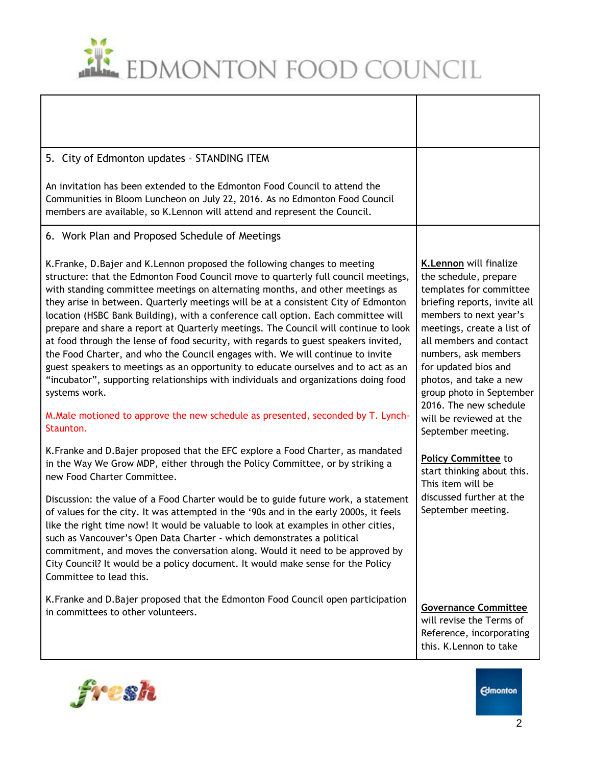| | |
|---|---|
| | |
| 5. City of Edmonton updates – STANDING ITEM<br><br>An invitation has been extended to the Edmonton Food Council to attend the Communities in Bloom Luncheon on July 22, 2016. As no Edmonton Food Council members are available, so K.Lennon will attend and represent the Council. | |
| 6. Work Plan and Proposed Schedule of Meetings<br><br>K.Franke, D.Bajer and K.Lennon proposed the following changes to meeting structure: that the Edmonton Food Council move to quarterly full council meetings, with standing committee meetings on alternating months, and other meetings as they arise in between. Quarterly meetings will be at a consistent City of Edmonton location (HSBC Bank Building), with a conference call option. Each committee will prepare and share a report at Quarterly meetings. The Council will continue to look at food through the lense of food security, with regards to guest speakers invited, the Food Charter, and who the Council engages with. We will continue to invite guest speakers to meetings as an opportunity to educate ourselves and to act as an "incubator", supporting relationships with individuals and organizations doing food systems work.<br><br>M.Male motioned to approve the new schedule as presented, seconded by T. Lynch-Staunton.<br><br>K.Franke and D.Bajer proposed that the EFC explore a Food Charter, as mandated in the Way We Grow MDP, either through the Policy Committee, or by striking a new Food Charter Committee.<br><br>Discussion: the value of a Food Charter would be to guide future work, a statement of values for the city. It was attempted in the '90s and in the early 2000s, it feels like the right time now! It would be valuable to look at examples in other cities, such as Vancouver's Open Data Charter - which demonstrates a political commitment, and moves the conversation along. Would it need to be approved by City Council? It would be a policy document. It would make sense for the Policy Committee to lead this.<br><br>K.Franke and D.Bajer proposed that the Edmonton Food Council open participation in committees to other volunteers. | **K.Lennon** will finalize the schedule, prepare templates for committee briefing reports, invite all members to next year's meetings, create a list of all members and contact numbers, ask members for updated bios and photos, and take a new group photo in September 2016. The new schedule will be reviewed at the September meeting.<br><br>**Policy Committee** to start thinking about this. This item will be discussed further at the September meeting.<br><br>**Governance Committee** will revise the Terms of Reference, incorporating this. K.Lennon to take |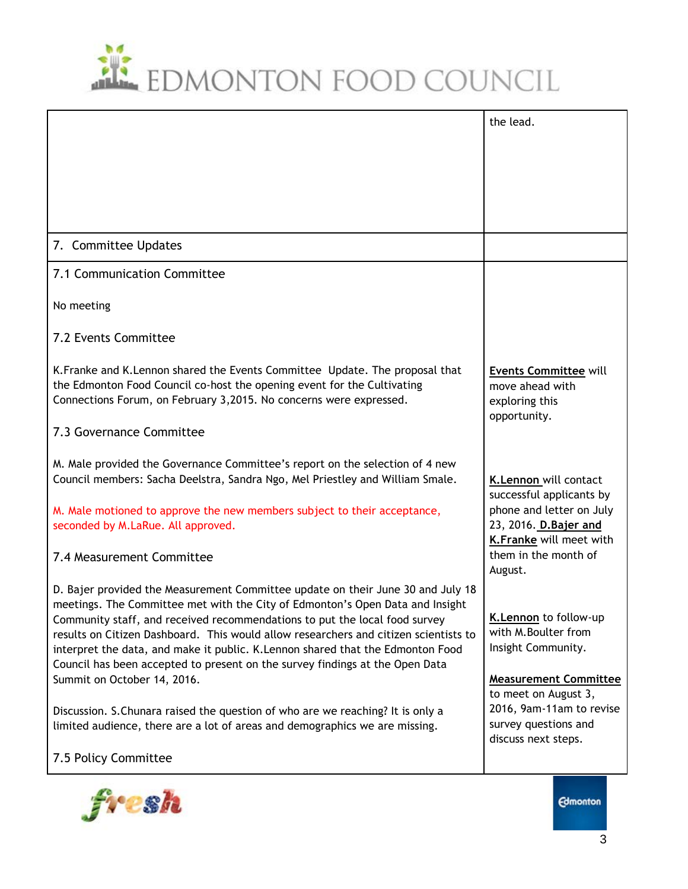| | the lead. |
|---|---|
| 7. Committee Updates | |
| 7.1 Communication Committee<br><br>No meeting<br><br>7.2 Events Committee<br><br>K.Franke and K.Lennon shared the Events Committee Update. The proposal that the Edmonton Food Council co-host the opening event for the Cultivating Connections Forum, on February 3,2015. No concerns were expressed.<br><br>7.3 Governance Committee<br><br>M. Male provided the Governance Committee's report on the selection of 4 new Council members: Sacha Deelstra, Sandra Ngo, Mel Priestley and William Smale.<br><br>M. Male motioned to approve the new members subject to their acceptance, seconded by M.LaRue. All approved.<br><br>7.4 Measurement Committee<br><br>D. Bajer provided the Measurement Committee update on their June 30 and July 18 meetings. The Committee met with the City of Edmonton's Open Data and Insight Community staff, and received recommendations to put the local food survey results on Citizen Dashboard. This would allow researchers and citizen scientists to interpret the data, and make it public. K.Lennon shared that the Edmonton Food Council has been accepted to present on the survey findings at the Open Data Summit on October 14, 2016.<br><br>Discussion. S.Chunara raised the question of who are we reaching? It is only a limited audience, there are a lot of areas and demographics we are missing.<br><br>7.5 Policy Committee | **Events Committee** will move ahead with exploring this opportunity.<br><br>**K.Lennon** will contact successful applicants by phone and letter on July 23, 2016. **D.Bajer and K.Franke** will meet with them in the month of August.<br><br>**K.Lennon** to follow-up with M.Boulter from Insight Community.<br><br>**Measurement Committee** to meet on August 3, 2016, 9am-11am to revise survey questions and discuss next steps. |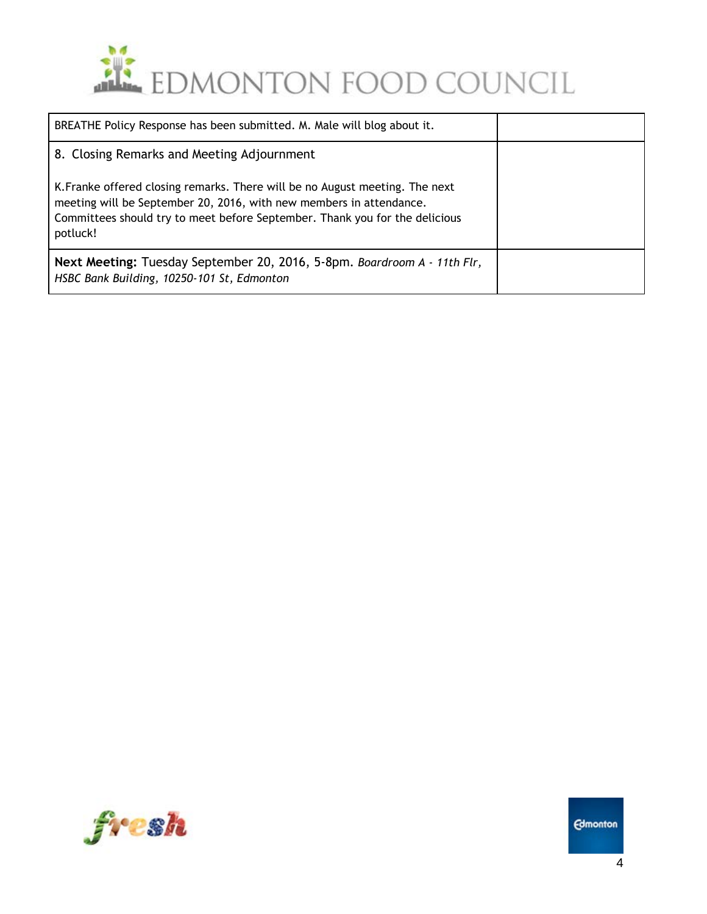| | |
|---|---|
| BREATHE Policy Response has been submitted. M. Male will blog about it. | |
| 8. Closing Remarks and Meeting Adjournment<br><br>K.Franke offered closing remarks. There will be no August meeting. The next meeting will be September 20, 2016, with new members in attendance. Committees should try to meet before September. Thank you for the delicious potluck! | |
| **Next Meeting:** Tuesday September 20, 2016, 5-8pm. *Boardroom A - 11th Flr, HSBC Bank Building, 10250-101 St, Edmonton* | |